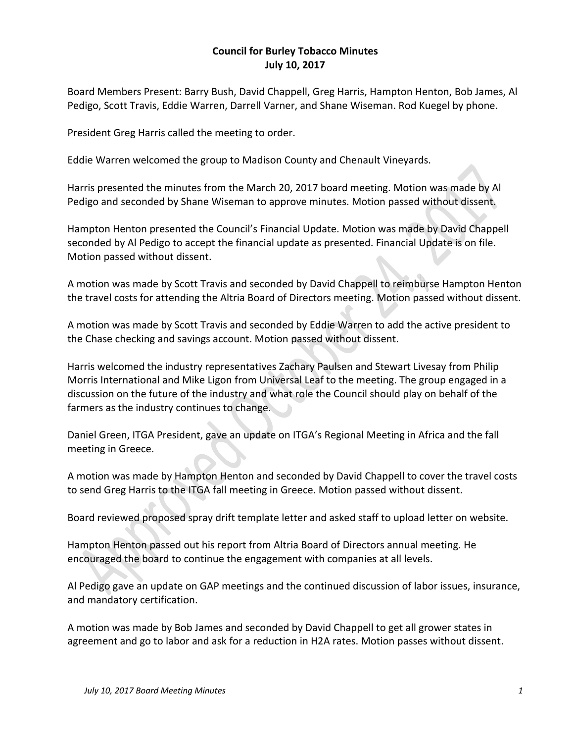**Council for Burley Tobacco Minutes**
**July 10, 2017**

Board Members Present: Barry Bush, David Chappell, Greg Harris, Hampton Henton, Bob James, Al Pedigo, Scott Travis, Eddie Warren, Darrell Varner, and Shane Wiseman. Rod Kuegel by phone.

President Greg Harris called the meeting to order.

Eddie Warren welcomed the group to Madison County and Chenault Vineyards.

Harris presented the minutes from the March 20, 2017 board meeting. Motion was made by Al Pedigo and seconded by Shane Wiseman to approve minutes. Motion passed without dissent.

Hampton Henton presented the Council's Financial Update. Motion was made by David Chappell seconded by Al Pedigo to accept the financial update as presented. Financial Update is on file. Motion passed without dissent.

A motion was made by Scott Travis and seconded by David Chappell to reimburse Hampton Henton the travel costs for attending the Altria Board of Directors meeting. Motion passed without dissent.

A motion was made by Scott Travis and seconded by Eddie Warren to add the active president to the Chase checking and savings account. Motion passed without dissent.

Harris welcomed the industry representatives Zachary Paulsen and Stewart Livesay from Philip Morris International and Mike Ligon from Universal Leaf to the meeting. The group engaged in a discussion on the future of the industry and what role the Council should play on behalf of the farmers as the industry continues to change.

Daniel Green, ITGA President, gave an update on ITGA's Regional Meeting in Africa and the fall meeting in Greece.

A motion was made by Hampton Henton and seconded by David Chappell to cover the travel costs to send Greg Harris to the ITGA fall meeting in Greece. Motion passed without dissent.

Board reviewed proposed spray drift template letter and asked staff to upload letter on website.

Hampton Henton passed out his report from Altria Board of Directors annual meeting. He encouraged the board to continue the engagement with companies at all levels.

Al Pedigo gave an update on GAP meetings and the continued discussion of labor issues, insurance, and mandatory certification.

A motion was made by Bob James and seconded by David Chappell to get all grower states in agreement and go to labor and ask for a reduction in H2A rates. Motion passes without dissent.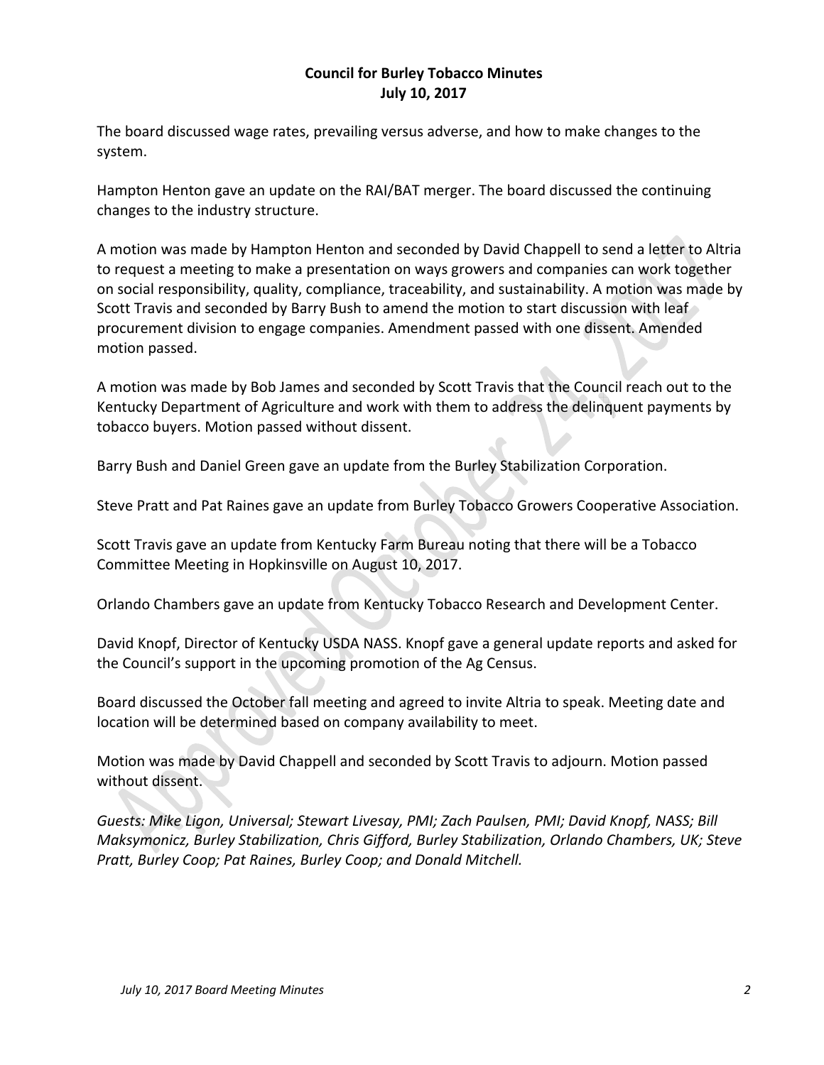**Council for Burley Tobacco Minutes**
**July 10, 2017**

The board discussed wage rates, prevailing versus adverse, and how to make changes to the system.

Hampton Henton gave an update on the RAI/BAT merger. The board discussed the continuing changes to the industry structure.

A motion was made by Hampton Henton and seconded by David Chappell to send a letter to Altria to request a meeting to make a presentation on ways growers and companies can work together on social responsibility, quality, compliance, traceability, and sustainability. A motion was made by Scott Travis and seconded by Barry Bush to amend the motion to start discussion with leaf procurement division to engage companies. Amendment passed with one dissent. Amended motion passed.

A motion was made by Bob James and seconded by Scott Travis that the Council reach out to the Kentucky Department of Agriculture and work with them to address the delinquent payments by tobacco buyers. Motion passed without dissent.

Barry Bush and Daniel Green gave an update from the Burley Stabilization Corporation.

Steve Pratt and Pat Raines gave an update from Burley Tobacco Growers Cooperative Association.

Scott Travis gave an update from Kentucky Farm Bureau noting that there will be a Tobacco Committee Meeting in Hopkinsville on August 10, 2017.

Orlando Chambers gave an update from Kentucky Tobacco Research and Development Center.

David Knopf, Director of Kentucky USDA NASS. Knopf gave a general update reports and asked for the Council's support in the upcoming promotion of the Ag Census.

Board discussed the October fall meeting and agreed to invite Altria to speak. Meeting date and location will be determined based on company availability to meet.

Motion was made by David Chappell and seconded by Scott Travis to adjourn. Motion passed without dissent.

*Guests: Mike Ligon, Universal; Stewart Livesay, PMI; Zach Paulsen, PMI; David Knopf, NASS; Bill Maksymonicz, Burley Stabilization, Chris Gifford, Burley Stabilization, Orlando Chambers, UK; Steve Pratt, Burley Coop; Pat Raines, Burley Coop; and Donald Mitchell.*

Approved October 24, 2017